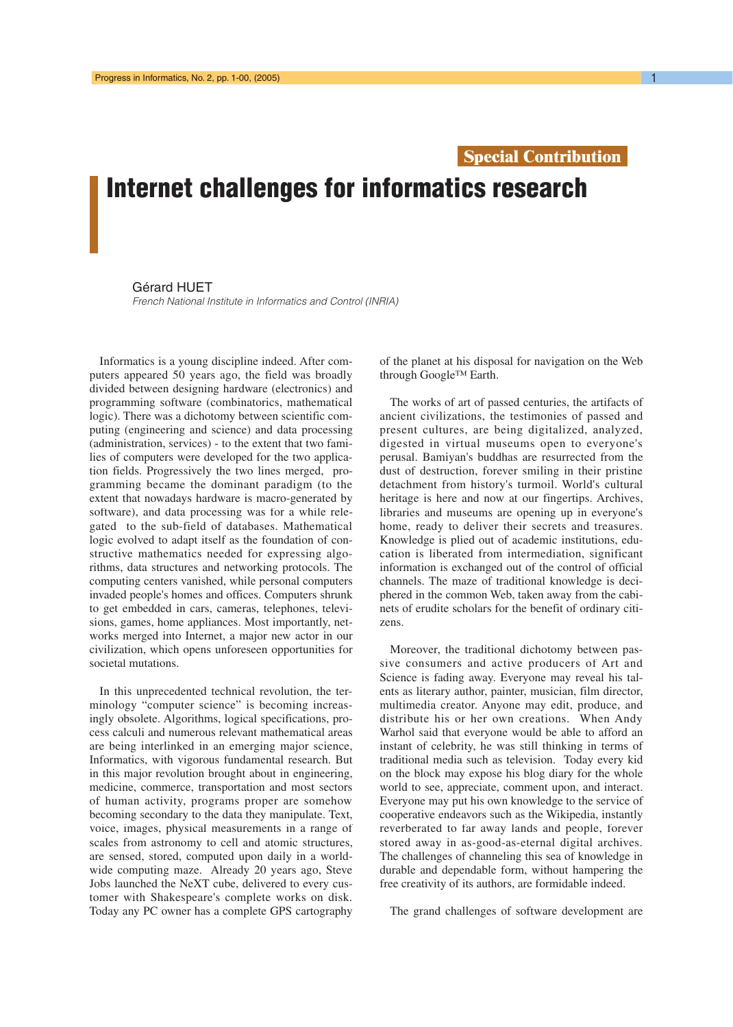Special Contribution

# Internet challenges for informatics research

Gérard HUET

*French National Institute in Informatics and Control (INRIA)*

Informatics is a young discipline indeed. After computers appeared 50 years ago, the field was broadly divided between designing hardware (electronics) and programming software (combinatorics, mathematical logic). There was a dichotomy between scientific computing (engineering and science) and data processing (administration, services) - to the extent that two families of computers were developed for the two application fields. Progressively the two lines merged, programming became the dominant paradigm (to the extent that nowadays hardware is macro-generated by software), and data processing was for a while relegated to the sub-field of databases. Mathematical logic evolved to adapt itself as the foundation of constructive mathematics needed for expressing algorithms, data structures and networking protocols. The computing centers vanished, while personal computers invaded people's homes and offices. Computers shrunk to get embedded in cars, cameras, telephones, televisions, games, home appliances. Most importantly, networks merged into Internet, a major new actor in our civilization, which opens unforeseen opportunities for societal mutations.

In this unprecedented technical revolution, the terminology “computer science” is becoming increasingly obsolete. Algorithms, logical specifications, process calculi and numerous relevant mathematical areas are being interlinked in an emerging major science, Informatics, with vigorous fundamental research. But in this major revolution brought about in engineering, medicine, commerce, transportation and most sectors of human activity, programs proper are somehow becoming secondary to the data they manipulate. Text, voice, images, physical measurements in a range of scales from astronomy to cell and atomic structures, are sensed, stored, computed upon daily in a worldwide computing maze. Already 20 years ago, Steve Jobs launched the NeXT cube, delivered to every customer with Shakespeare's complete works on disk. Today any PC owner has a complete GPS cartography of the planet at his disposal for navigation on the Web through Google™ Earth.

The works of art of passed centuries, the artifacts of ancient civilizations, the testimonies of passed and present cultures, are being digitalized, analyzed, digested in virtual museums open to everyone's perusal. Bamiyan's buddhas are resurrected from the dust of destruction, forever smiling in their pristine detachment from history's turmoil. World's cultural heritage is here and now at our fingertips. Archives, libraries and museums are opening up in everyone's home, ready to deliver their secrets and treasures. Knowledge is plied out of academic institutions, education is liberated from intermediation, significant information is exchanged out of the control of official channels. The maze of traditional knowledge is deciphered in the common Web, taken away from the cabinets of erudite scholars for the benefit of ordinary citizens.

Moreover, the traditional dichotomy between passive consumers and active producers of Art and Science is fading away. Everyone may reveal his talents as literary author, painter, musician, film director, multimedia creator. Anyone may edit, produce, and distribute his or her own creations. When Andy Warhol said that everyone would be able to afford an instant of celebrity, he was still thinking in terms of traditional media such as television. Today every kid on the block may expose his blog diary for the whole world to see, appreciate, comment upon, and interact. Everyone may put his own knowledge to the service of cooperative endeavors such as the Wikipedia, instantly reverberated to far away lands and people, forever stored away in as-good-as-eternal digital archives. The challenges of channeling this sea of knowledge in durable and dependable form, without hampering the free creativity of its authors, are formidable indeed.

The grand challenges of software development are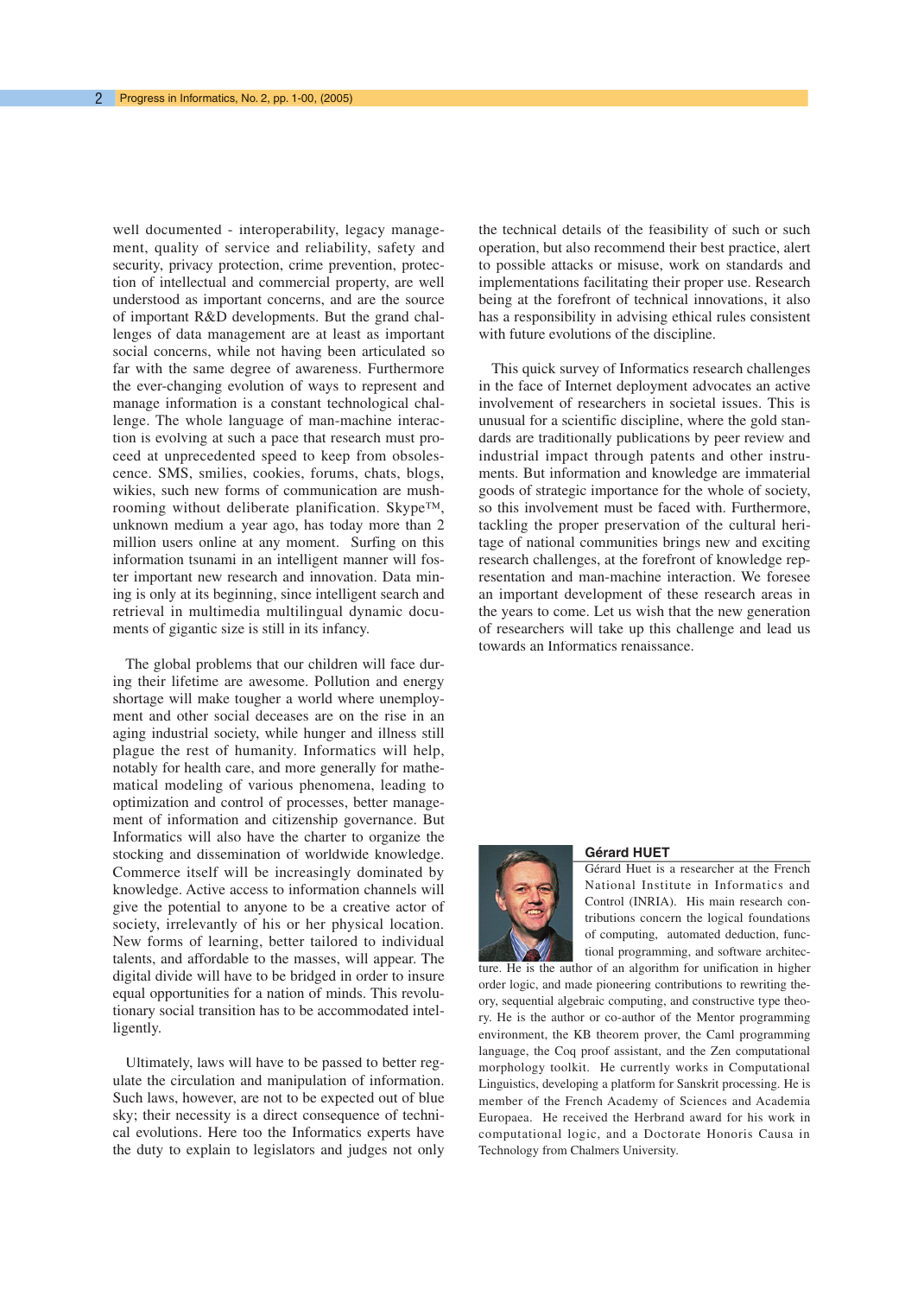well documented - interoperability, legacy management, quality of service and reliability, safety and security, privacy protection, crime prevention, protection of intellectual and commercial property, are well understood as important concerns, and are the source of important R&D developments. But the grand challenges of data management are at least as important social concerns, while not having been articulated so far with the same degree of awareness. Furthermore the ever-changing evolution of ways to represent and manage information is a constant technological challenge. The whole language of man-machine interaction is evolving at such a pace that research must proceed at unprecedented speed to keep from obsolescence. SMS, smilies, cookies, forums, chats, blogs, wikies, such new forms of communication are mushrooming without deliberate planification. Skype™, unknown medium a year ago, has today more than 2 million users online at any moment. Surfing on this information tsunami in an intelligent manner will foster important new research and innovation. Data mining is only at its beginning, since intelligent search and retrieval in multimedia multilingual dynamic documents of gigantic size is still in its infancy.

The global problems that our children will face during their lifetime are awesome. Pollution and energy shortage will make tougher a world where unemployment and other social deceases are on the rise in an aging industrial society, while hunger and illness still plague the rest of humanity. Informatics will help, notably for health care, and more generally for mathematical modeling of various phenomena, leading to optimization and control of processes, better management of information and citizenship governance. But Informatics will also have the charter to organize the stocking and dissemination of worldwide knowledge. Commerce itself will be increasingly dominated by knowledge. Active access to information channels will give the potential to anyone to be a creative actor of society, irrelevantly of his or her physical location. New forms of learning, better tailored to individual talents, and affordable to the masses, will appear. The digital divide will have to be bridged in order to insure equal opportunities for a nation of minds. This revolutionary social transition has to be accommodated intelligently.

Ultimately, laws will have to be passed to better regulate the circulation and manipulation of information. Such laws, however, are not to be expected out of blue sky; their necessity is a direct consequence of technical evolutions. Here too the Informatics experts have the duty to explain to legislators and judges not only the technical details of the feasibility of such or such operation, but also recommend their best practice, alert to possible attacks or misuse, work on standards and implementations facilitating their proper use. Research being at the forefront of technical innovations, it also has a responsibility in advising ethical rules consistent with future evolutions of the discipline.

This quick survey of Informatics research challenges in the face of Internet deployment advocates an active involvement of researchers in societal issues. This is unusual for a scientific discipline, where the gold standards are traditionally publications by peer review and industrial impact through patents and other instruments. But information and knowledge are immaterial goods of strategic importance for the whole of society, so this involvement must be faced with. Furthermore, tackling the proper preservation of the cultural heritage of national communities brings new and exciting research challenges, at the forefront of knowledge representation and man-machine interaction. We foresee an important development of these research areas in the years to come. Let us wish that the new generation of researchers will take up this challenge and lead us towards an Informatics renaissance.

**Gérard HUET**

Gérard Huet is a researcher at the French National Institute in Informatics and Control (INRIA). His main research contributions concern the logical foundations of computing, automated deduction, functional programming, and software architecture. He is the author of an algorithm for unification in higher order logic, and made pioneering contributions to rewriting theory, sequential algebraic computing, and constructive type theory. He is the author or co-author of the Mentor programming environment, the KB theorem prover, the Caml programming language, the Coq proof assistant, and the Zen computational morphology toolkit. He currently works in Computational Linguistics, developing a platform for Sanskrit processing. He is member of the French Academy of Sciences and Academia Europaea. He received the Herbrand award for his work in computational logic, and a Doctorate Honoris Causa in Technology from Chalmers University.